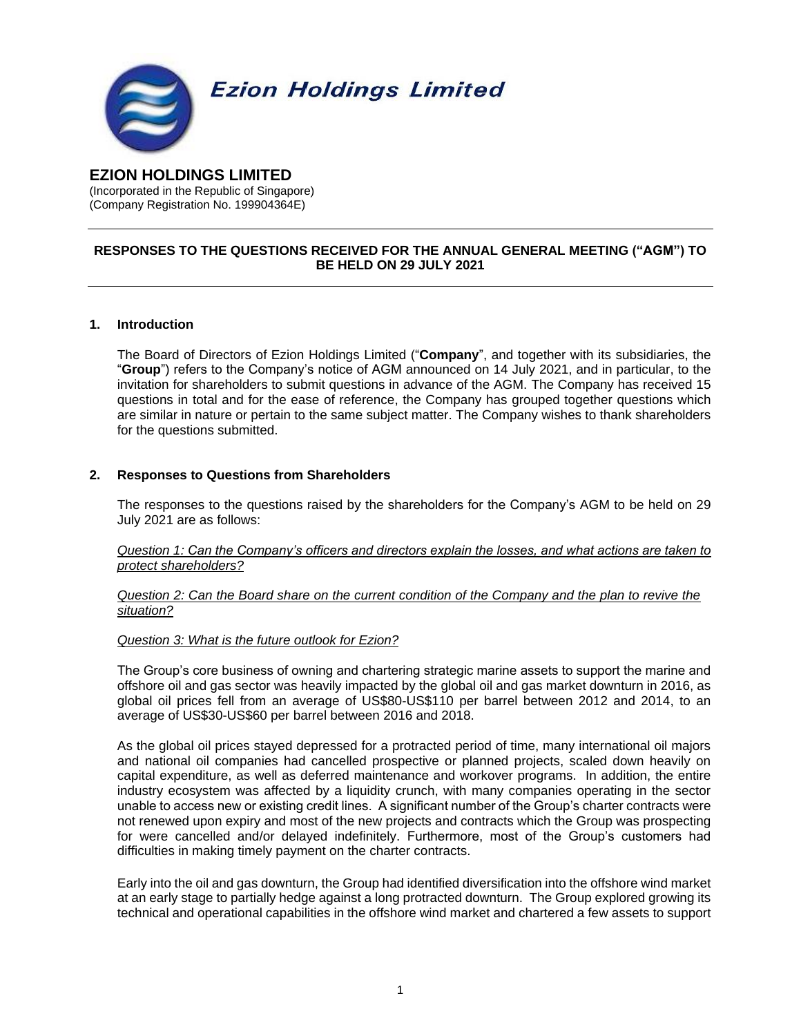**Ezion Holdings Limited**

# EZION HOLDINGS LIMITED

(Incorporated in the Republic of Singapore)
(Company Registration No. 199904364E)

---

**RESPONSES TO THE QUESTIONS RECEIVED FOR THE ANNUAL GENERAL MEETING ("AGM") TO BE HELD ON 29 JULY 2021**

---

## 1. Introduction

The Board of Directors of Ezion Holdings Limited ("**Company**", and together with its subsidiaries, the "**Group**") refers to the Company's notice of AGM announced on 14 July 2021, and in particular, to the invitation for shareholders to submit questions in advance of the AGM. The Company has received 15 questions in total and for the ease of reference, the Company has grouped together questions which are similar in nature or pertain to the same subject matter. The Company wishes to thank shareholders for the questions submitted.

## 2. Responses to Questions from Shareholders

The responses to the questions raised by the shareholders for the Company's AGM to be held on 29 July 2021 are as follows:

*Question 1: Can the Company's officers and directors explain the losses, and what actions are taken to protect shareholders?*

*Question 2: Can the Board share on the current condition of the Company and the plan to revive the situation?*

*Question 3: What is the future outlook for Ezion?*

The Group's core business of owning and chartering strategic marine assets to support the marine and offshore oil and gas sector was heavily impacted by the global oil and gas market downturn in 2016, as global oil prices fell from an average of US$80-US$110 per barrel between 2012 and 2014, to an average of US$30-US$60 per barrel between 2016 and 2018.

As the global oil prices stayed depressed for a protracted period of time, many international oil majors and national oil companies had cancelled prospective or planned projects, scaled down heavily on capital expenditure, as well as deferred maintenance and workover programs. In addition, the entire industry ecosystem was affected by a liquidity crunch, with many companies operating in the sector unable to access new or existing credit lines. A significant number of the Group's charter contracts were not renewed upon expiry and most of the new projects and contracts which the Group was prospecting for were cancelled and/or delayed indefinitely. Furthermore, most of the Group's customers had difficulties in making timely payment on the charter contracts.

Early into the oil and gas downturn, the Group had identified diversification into the offshore wind market at an early stage to partially hedge against a long protracted downturn. The Group explored growing its technical and operational capabilities in the offshore wind market and chartered a few assets to support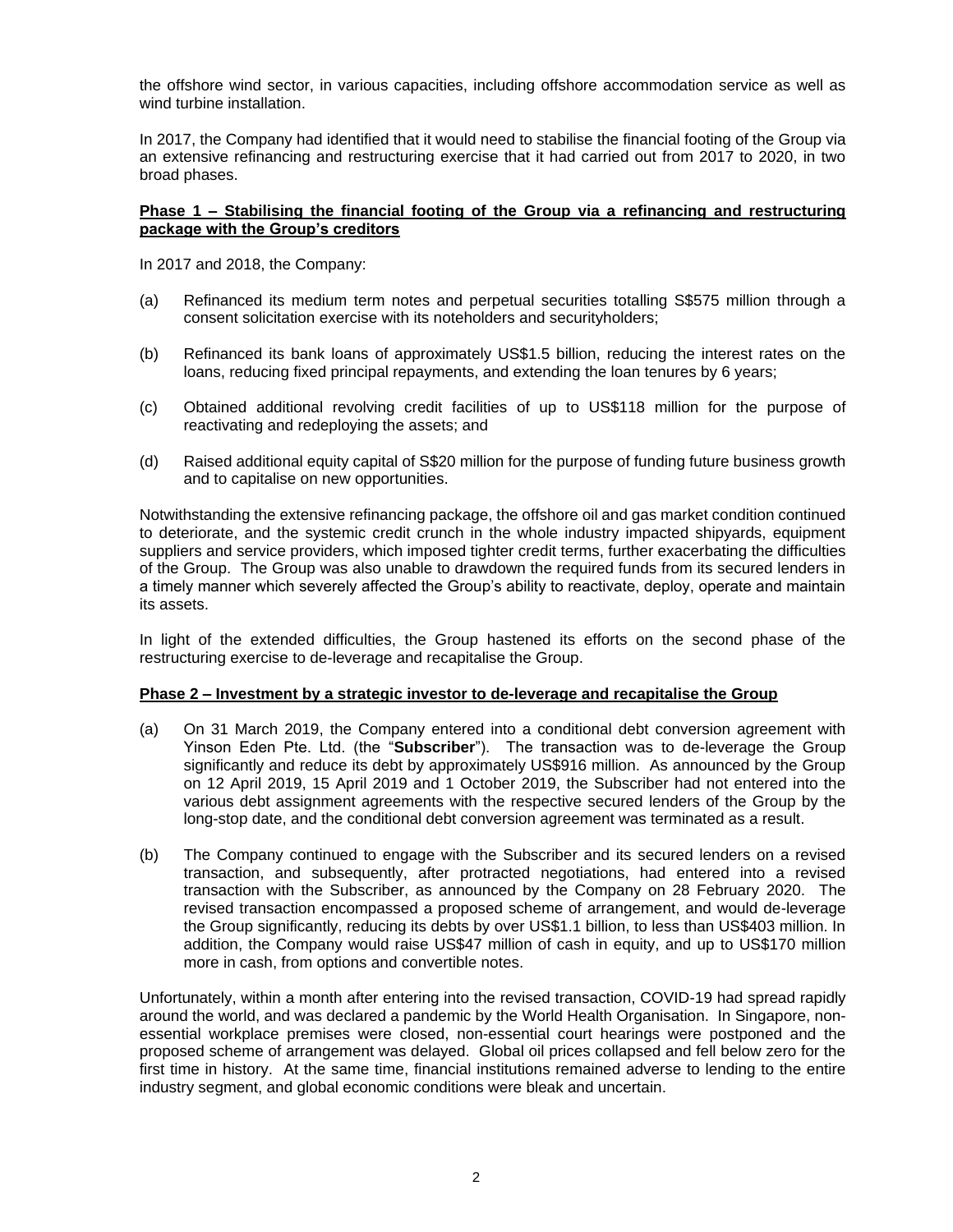the offshore wind sector, in various capacities, including offshore accommodation service as well as wind turbine installation.

In 2017, the Company had identified that it would need to stabilise the financial footing of the Group via an extensive refinancing and restructuring exercise that it had carried out from 2017 to 2020, in two broad phases.

**Phase 1 – Stabilising the financial footing of the Group via a refinancing and restructuring package with the Group's creditors**

In 2017 and 2018, the Company:

(a) Refinanced its medium term notes and perpetual securities totalling S$575 million through a consent solicitation exercise with its noteholders and securityholders;

(b) Refinanced its bank loans of approximately US$1.5 billion, reducing the interest rates on the loans, reducing fixed principal repayments, and extending the loan tenures by 6 years;

(c) Obtained additional revolving credit facilities of up to US$118 million for the purpose of reactivating and redeploying the assets; and

(d) Raised additional equity capital of S$20 million for the purpose of funding future business growth and to capitalise on new opportunities.

Notwithstanding the extensive refinancing package, the offshore oil and gas market condition continued to deteriorate, and the systemic credit crunch in the whole industry impacted shipyards, equipment suppliers and service providers, which imposed tighter credit terms, further exacerbating the difficulties of the Group. The Group was also unable to drawdown the required funds from its secured lenders in a timely manner which severely affected the Group's ability to reactivate, deploy, operate and maintain its assets.

In light of the extended difficulties, the Group hastened its efforts on the second phase of the restructuring exercise to de-leverage and recapitalise the Group.

**Phase 2 – Investment by a strategic investor to de-leverage and recapitalise the Group**

(a) On 31 March 2019, the Company entered into a conditional debt conversion agreement with Yinson Eden Pte. Ltd. (the "**Subscriber**"). The transaction was to de-leverage the Group significantly and reduce its debt by approximately US$916 million. As announced by the Group on 12 April 2019, 15 April 2019 and 1 October 2019, the Subscriber had not entered into the various debt assignment agreements with the respective secured lenders of the Group by the long-stop date, and the conditional debt conversion agreement was terminated as a result.

(b) The Company continued to engage with the Subscriber and its secured lenders on a revised transaction, and subsequently, after protracted negotiations, had entered into a revised transaction with the Subscriber, as announced by the Company on 28 February 2020. The revised transaction encompassed a proposed scheme of arrangement, and would de-leverage the Group significantly, reducing its debts by over US$1.1 billion, to less than US$403 million. In addition, the Company would raise US$47 million of cash in equity, and up to US$170 million more in cash, from options and convertible notes.

Unfortunately, within a month after entering into the revised transaction, COVID-19 had spread rapidly around the world, and was declared a pandemic by the World Health Organisation. In Singapore, non-essential workplace premises were closed, non-essential court hearings were postponed and the proposed scheme of arrangement was delayed. Global oil prices collapsed and fell below zero for the first time in history. At the same time, financial institutions remained adverse to lending to the entire industry segment, and global economic conditions were bleak and uncertain.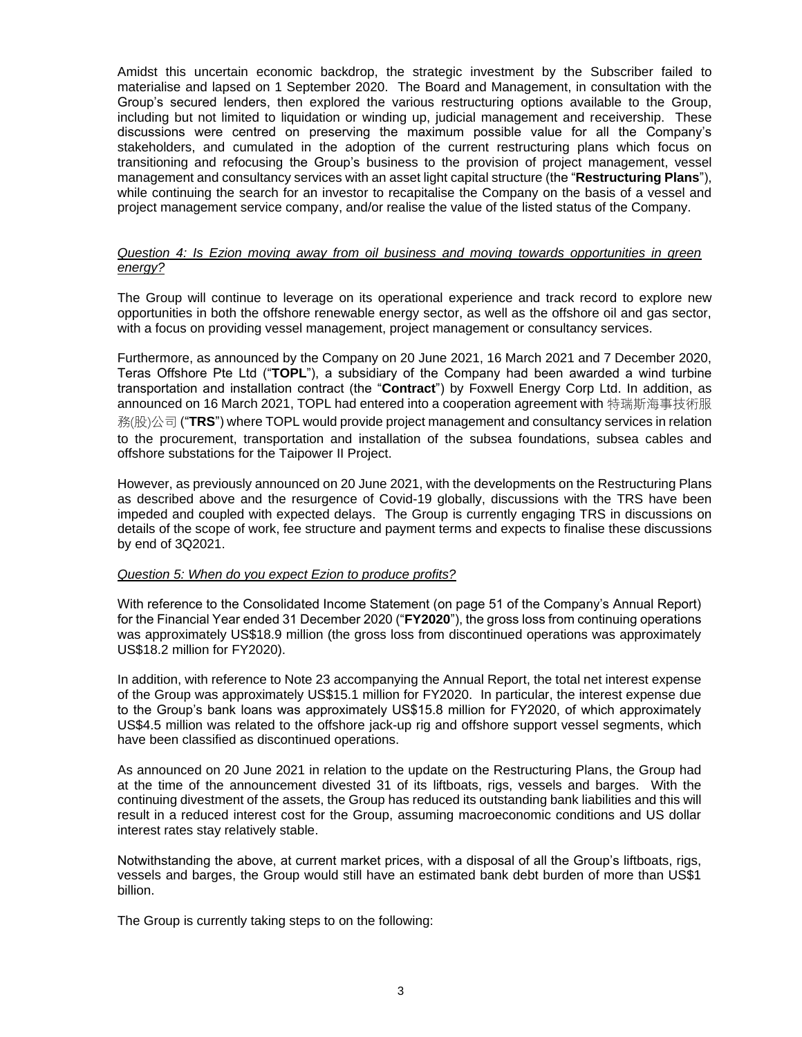Amidst this uncertain economic backdrop, the strategic investment by the Subscriber failed to materialise and lapsed on 1 September 2020. The Board and Management, in consultation with the Group's secured lenders, then explored the various restructuring options available to the Group, including but not limited to liquidation or winding up, judicial management and receivership. These discussions were centred on preserving the maximum possible value for all the Company's stakeholders, and cumulated in the adoption of the current restructuring plans which focus on transitioning and refocusing the Group's business to the provision of project management, vessel management and consultancy services with an asset light capital structure (the "**Restructuring Plans**"), while continuing the search for an investor to recapitalise the Company on the basis of a vessel and project management service company, and/or realise the value of the listed status of the Company.

*Question 4: Is Ezion moving away from oil business and moving towards opportunities in green energy?*

The Group will continue to leverage on its operational experience and track record to explore new opportunities in both the offshore renewable energy sector, as well as the offshore oil and gas sector, with a focus on providing vessel management, project management or consultancy services.

Furthermore, as announced by the Company on 20 June 2021, 16 March 2021 and 7 December 2020, Teras Offshore Pte Ltd ("**TOPL**"), a subsidiary of the Company had been awarded a wind turbine transportation and installation contract (the "**Contract**") by Foxwell Energy Corp Ltd. In addition, as announced on 16 March 2021, TOPL had entered into a cooperation agreement with 特瑞斯海事技術服務(股)公司 ("**TRS**") where TOPL would provide project management and consultancy services in relation to the procurement, transportation and installation of the subsea foundations, subsea cables and offshore substations for the Taipower II Project.

However, as previously announced on 20 June 2021, with the developments on the Restructuring Plans as described above and the resurgence of Covid-19 globally, discussions with the TRS have been impeded and coupled with expected delays. The Group is currently engaging TRS in discussions on details of the scope of work, fee structure and payment terms and expects to finalise these discussions by end of 3Q2021.

*Question 5: When do you expect Ezion to produce profits?*

With reference to the Consolidated Income Statement (on page 51 of the Company's Annual Report) for the Financial Year ended 31 December 2020 ("**FY2020**"), the gross loss from continuing operations was approximately US$18.9 million (the gross loss from discontinued operations was approximately US$18.2 million for FY2020).

In addition, with reference to Note 23 accompanying the Annual Report, the total net interest expense of the Group was approximately US$15.1 million for FY2020. In particular, the interest expense due to the Group's bank loans was approximately US$15.8 million for FY2020, of which approximately US$4.5 million was related to the offshore jack-up rig and offshore support vessel segments, which have been classified as discontinued operations.

As announced on 20 June 2021 in relation to the update on the Restructuring Plans, the Group had at the time of the announcement divested 31 of its liftboats, rigs, vessels and barges. With the continuing divestment of the assets, the Group has reduced its outstanding bank liabilities and this will result in a reduced interest cost for the Group, assuming macroeconomic conditions and US dollar interest rates stay relatively stable.

Notwithstanding the above, at current market prices, with a disposal of all the Group's liftboats, rigs, vessels and barges, the Group would still have an estimated bank debt burden of more than US$1 billion.

The Group is currently taking steps to on the following: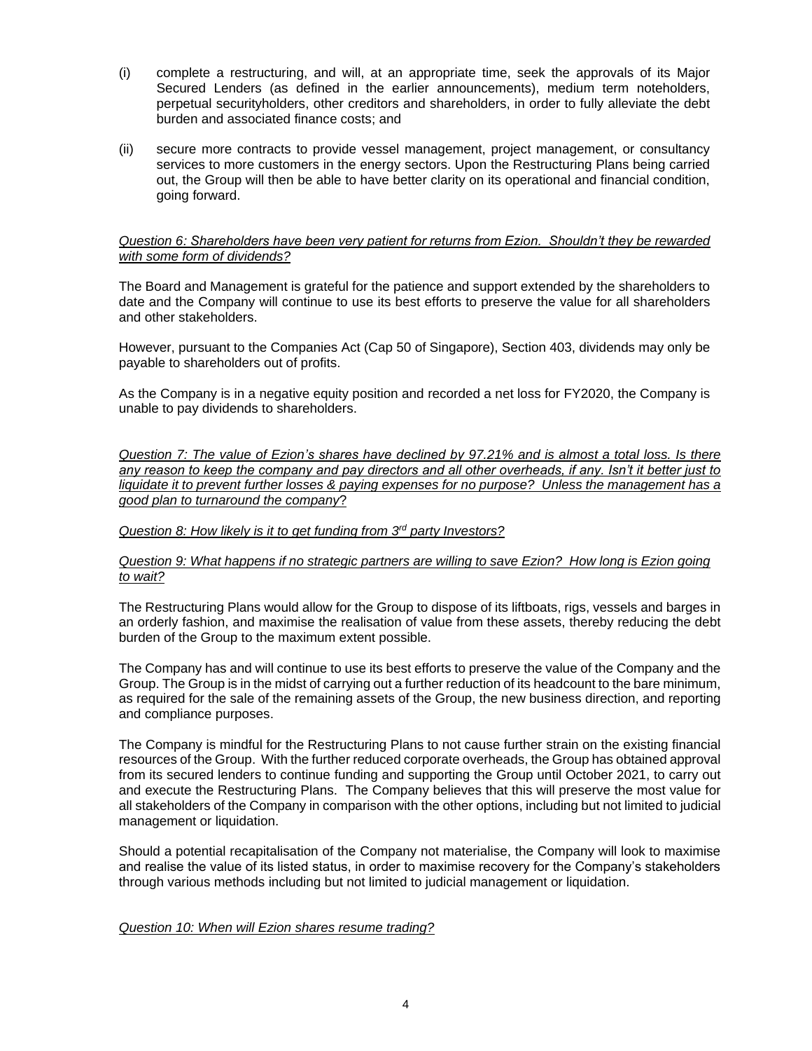(i) complete a restructuring, and will, at an appropriate time, seek the approvals of its Major Secured Lenders (as defined in the earlier announcements), medium term noteholders, perpetual securityholders, other creditors and shareholders, in order to fully alleviate the debt burden and associated finance costs; and

(ii) secure more contracts to provide vessel management, project management, or consultancy services to more customers in the energy sectors. Upon the Restructuring Plans being carried out, the Group will then be able to have better clarity on its operational and financial condition, going forward.

*Question 6: Shareholders have been very patient for returns from Ezion. Shouldn't they be rewarded with some form of dividends?*

The Board and Management is grateful for the patience and support extended by the shareholders to date and the Company will continue to use its best efforts to preserve the value for all shareholders and other stakeholders.

However, pursuant to the Companies Act (Cap 50 of Singapore), Section 403, dividends may only be payable to shareholders out of profits.

As the Company is in a negative equity position and recorded a net loss for FY2020, the Company is unable to pay dividends to shareholders.

*Question 7: The value of Ezion's shares have declined by 97.21% and is almost a total loss. Is there any reason to keep the company and pay directors and all other overheads, if any. Isn't it better just to liquidate it to prevent further losses & paying expenses for no purpose? Unless the management has a good plan to turnaround the company?*

*Question 8: How likely is it to get funding from 3rd party Investors?*

*Question 9: What happens if no strategic partners are willing to save Ezion? How long is Ezion going to wait?*

The Restructuring Plans would allow for the Group to dispose of its liftboats, rigs, vessels and barges in an orderly fashion, and maximise the realisation of value from these assets, thereby reducing the debt burden of the Group to the maximum extent possible.

The Company has and will continue to use its best efforts to preserve the value of the Company and the Group. The Group is in the midst of carrying out a further reduction of its headcount to the bare minimum, as required for the sale of the remaining assets of the Group, the new business direction, and reporting and compliance purposes.

The Company is mindful for the Restructuring Plans to not cause further strain on the existing financial resources of the Group. With the further reduced corporate overheads, the Group has obtained approval from its secured lenders to continue funding and supporting the Group until October 2021, to carry out and execute the Restructuring Plans. The Company believes that this will preserve the most value for all stakeholders of the Company in comparison with the other options, including but not limited to judicial management or liquidation.

Should a potential recapitalisation of the Company not materialise, the Company will look to maximise and realise the value of its listed status, in order to maximise recovery for the Company's stakeholders through various methods including but not limited to judicial management or liquidation.

*Question 10: When will Ezion shares resume trading?*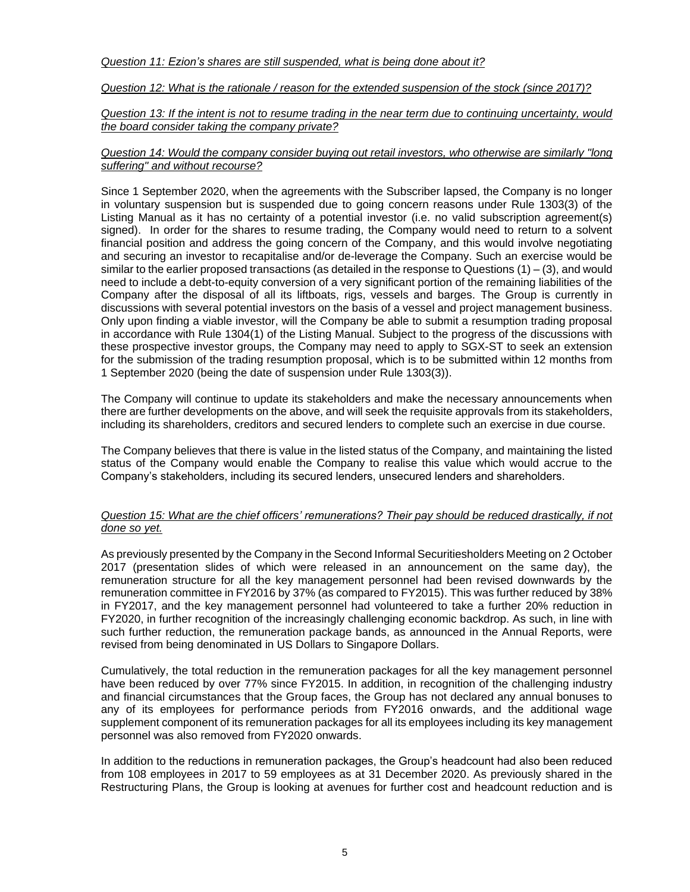*Question 11: Ezion's shares are still suspended, what is being done about it?*

*Question 12: What is the rationale / reason for the extended suspension of the stock (since 2017)?*

*Question 13: If the intent is not to resume trading in the near term due to continuing uncertainty, would the board consider taking the company private?*

*Question 14: Would the company consider buying out retail investors, who otherwise are similarly "long suffering" and without recourse?*

Since 1 September 2020, when the agreements with the Subscriber lapsed, the Company is no longer in voluntary suspension but is suspended due to going concern reasons under Rule 1303(3) of the Listing Manual as it has no certainty of a potential investor (i.e. no valid subscription agreement(s) signed). In order for the shares to resume trading, the Company would need to return to a solvent financial position and address the going concern of the Company, and this would involve negotiating and securing an investor to recapitalise and/or de-leverage the Company. Such an exercise would be similar to the earlier proposed transactions (as detailed in the response to Questions (1) – (3), and would need to include a debt-to-equity conversion of a very significant portion of the remaining liabilities of the Company after the disposal of all its liftboats, rigs, vessels and barges. The Group is currently in discussions with several potential investors on the basis of a vessel and project management business. Only upon finding a viable investor, will the Company be able to submit a resumption trading proposal in accordance with Rule 1304(1) of the Listing Manual. Subject to the progress of the discussions with these prospective investor groups, the Company may need to apply to SGX-ST to seek an extension for the submission of the trading resumption proposal, which is to be submitted within 12 months from 1 September 2020 (being the date of suspension under Rule 1303(3)).

The Company will continue to update its stakeholders and make the necessary announcements when there are further developments on the above, and will seek the requisite approvals from its stakeholders, including its shareholders, creditors and secured lenders to complete such an exercise in due course.

The Company believes that there is value in the listed status of the Company, and maintaining the listed status of the Company would enable the Company to realise this value which would accrue to the Company's stakeholders, including its secured lenders, unsecured lenders and shareholders.

*Question 15: What are the chief officers' remunerations? Their pay should be reduced drastically, if not done so yet.*

As previously presented by the Company in the Second Informal Securitiesholders Meeting on 2 October 2017 (presentation slides of which were released in an announcement on the same day), the remuneration structure for all the key management personnel had been revised downwards by the remuneration committee in FY2016 by 37% (as compared to FY2015). This was further reduced by 38% in FY2017, and the key management personnel had volunteered to take a further 20% reduction in FY2020, in further recognition of the increasingly challenging economic backdrop. As such, in line with such further reduction, the remuneration package bands, as announced in the Annual Reports, were revised from being denominated in US Dollars to Singapore Dollars.

Cumulatively, the total reduction in the remuneration packages for all the key management personnel have been reduced by over 77% since FY2015. In addition, in recognition of the challenging industry and financial circumstances that the Group faces, the Group has not declared any annual bonuses to any of its employees for performance periods from FY2016 onwards, and the additional wage supplement component of its remuneration packages for all its employees including its key management personnel was also removed from FY2020 onwards.

In addition to the reductions in remuneration packages, the Group's headcount had also been reduced from 108 employees in 2017 to 59 employees as at 31 December 2020. As previously shared in the Restructuring Plans, the Group is looking at avenues for further cost and headcount reduction and is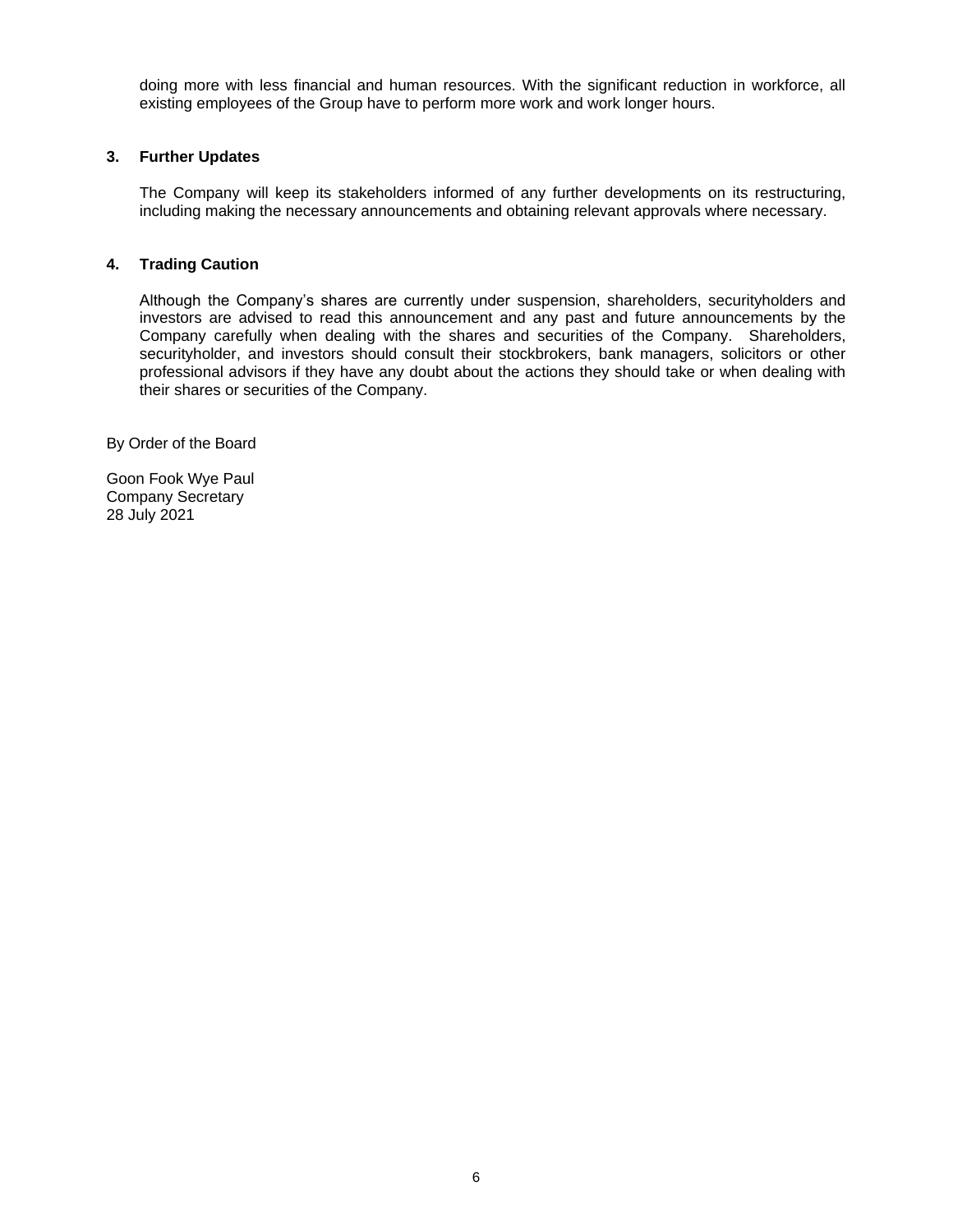doing more with less financial and human resources. With the significant reduction in workforce, all existing employees of the Group have to perform more work and work longer hours.

**3. Further Updates**

The Company will keep its stakeholders informed of any further developments on its restructuring, including making the necessary announcements and obtaining relevant approvals where necessary.

**4. Trading Caution**

Although the Company's shares are currently under suspension, shareholders, securityholders and investors are advised to read this announcement and any past and future announcements by the Company carefully when dealing with the shares and securities of the Company. Shareholders, securityholder, and investors should consult their stockbrokers, bank managers, solicitors or other professional advisors if they have any doubt about the actions they should take or when dealing with their shares or securities of the Company.

By Order of the Board

Goon Fook Wye Paul
Company Secretary
28 July 2021